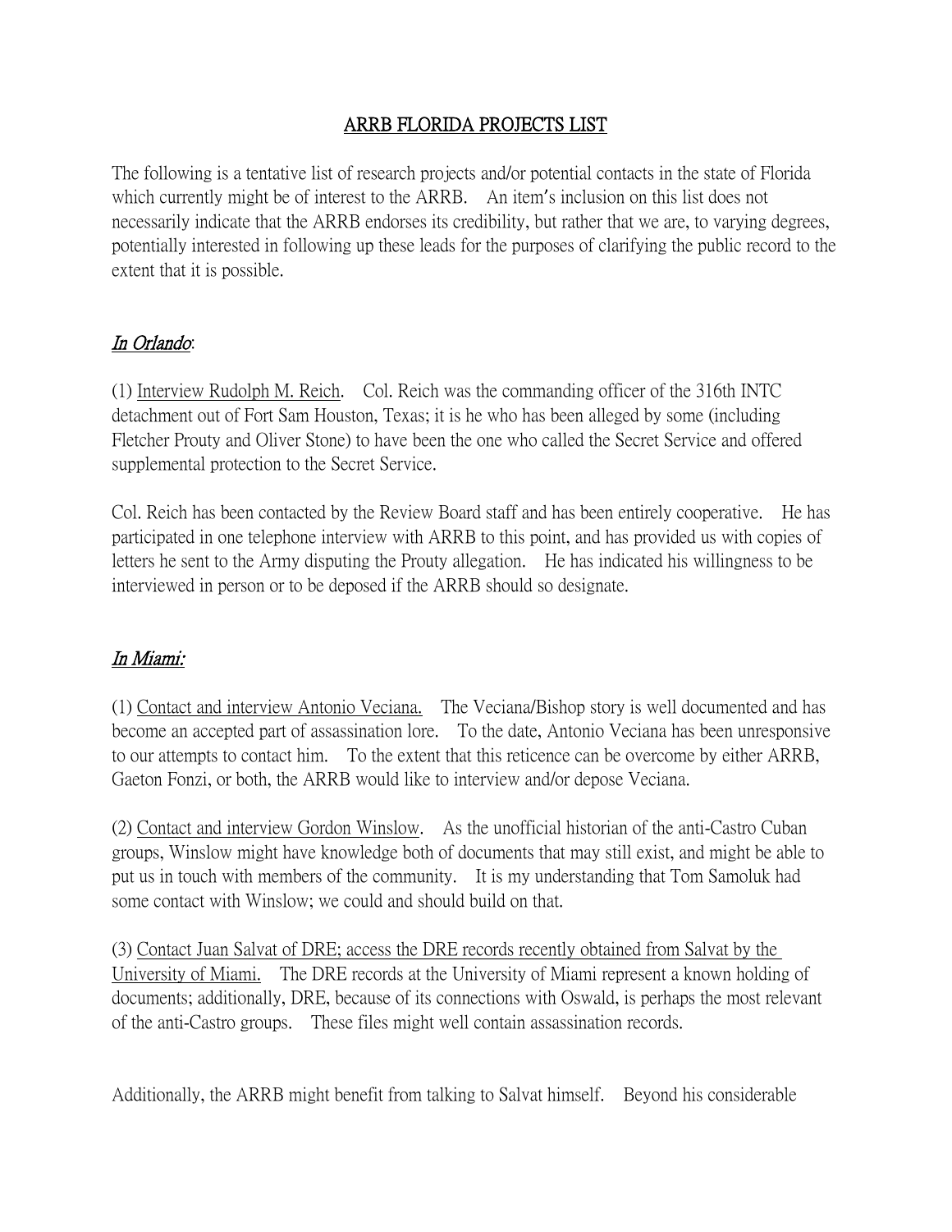# ARRB FLORIDA PROJECTS LIST

The following is a tentative list of research projects and/or potential contacts in the state of Florida which currently might be of interest to the ARRB. An item's inclusion on this list does not necessarily indicate that the ARRB endorses its credibility, but rather that we are, to varying degrees, potentially interested in following up these leads for the purposes of clarifying the public record to the extent that it is possible.

## *In Orlando*:

(1) Interview Rudolph M. Reich. Col. Reich was the commanding officer of the 316th INTC detachment out of Fort Sam Houston, Texas; it is he who has been alleged by some (including Fletcher Prouty and Oliver Stone) to have been the one who called the Secret Service and offered supplemental protection to the Secret Service.

Col. Reich has been contacted by the Review Board staff and has been entirely cooperative. He has participated in one telephone interview with ARRB to this point, and has provided us with copies of letters he sent to the Army disputing the Prouty allegation. He has indicated his willingness to be interviewed in person or to be deposed if the ARRB should so designate.

## *In Miami:*

(1) Contact and interview Antonio Veciana. The Veciana/Bishop story is well documented and has become an accepted part of assassination lore. To the date, Antonio Veciana has been unresponsive to our attempts to contact him. To the extent that this reticence can be overcome by either ARRB, Gaeton Fonzi, or both, the ARRB would like to interview and/or depose Veciana.

(2) Contact and interview Gordon Winslow. As the unofficial historian of the anti-Castro Cuban groups, Winslow might have knowledge both of documents that may still exist, and might be able to put us in touch with members of the community. It is my understanding that Tom Samoluk had some contact with Winslow; we could and should build on that.

(3) Contact Juan Salvat of DRE; access the DRE records recently obtained from Salvat by the University of Miami. The DRE records at the University of Miami represent a known holding of documents; additionally, DRE, because of its connections with Oswald, is perhaps the most relevant of the anti-Castro groups. These files might well contain assassination records.

Additionally, the ARRB might benefit from talking to Salvat himself. Beyond his considerable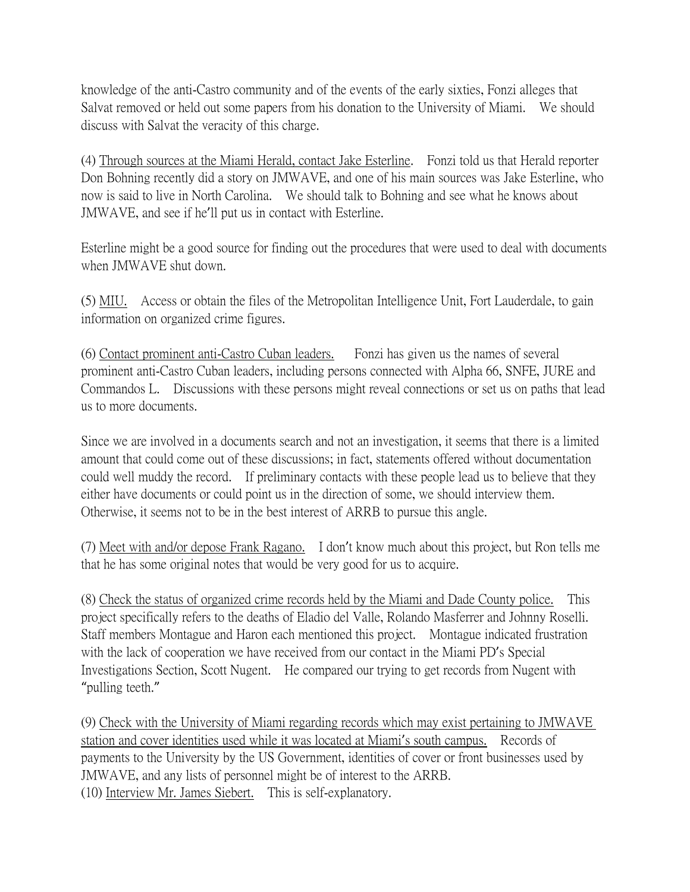knowledge of the anti-Castro community and of the events of the early sixties, Fonzi alleges that Salvat removed or held out some papers from his donation to the University of Miami. We should discuss with Salvat the veracity of this charge.

(4) <u>Through sources at the Miami Herald, contact Jake Esterline</u>. Fonzi told us that Herald reporter Don Bohning recently did a story on JMWAVE, and one of his main sources was Jake Esterline, who now is said to live in North Carolina. We should talk to Bohning and see what he knows about JMWAVE, and see if he'll put us in contact with Esterline.

Esterline might be a good source for finding out the procedures that were used to deal with documents when JMWAVE shut down.

(5) <u>MIU.</u> Access or obtain the files of the Metropolitan Intelligence Unit, Fort Lauderdale, to gain information on organized crime figures.

(6) <u>Contact prominent anti-Castro Cuban leaders.</u> Fonzi has given us the names of several prominent anti-Castro Cuban leaders, including persons connected with Alpha 66, SNFE, JURE and Commandos L. Discussions with these persons might reveal connections or set us on paths that lead us to more documents.

Since we are involved in a documents search and not an investigation, it seems that there is a limited amount that could come out of these discussions; in fact, statements offered without documentation could well muddy the record. If preliminary contacts with these people lead us to believe that they either have documents or could point us in the direction of some, we should interview them. Otherwise, it seems not to be in the best interest of ARRB to pursue this angle.

(7) <u>Meet with and/or depose Frank Ragano.</u> I don't know much about this project, but Ron tells me that he has some original notes that would be very good for us to acquire.

(8) <u>Check the status of organized crime records held by the Miami and Dade County police.</u> This project specifically refers to the deaths of Eladio del Valle, Rolando Masferrer and Johnny Roselli. Staff members Montague and Haron each mentioned this project. Montague indicated frustration with the lack of cooperation we have received from our contact in the Miami PD's Special Investigations Section, Scott Nugent. He compared our trying to get records from Nugent with "pulling teeth."

(9) <u>Check with the University of Miami regarding records which may exist pertaining to JMWAVE station and cover identities used while it was located at Miami's south campus.</u> Records of payments to the University by the US Government, identities of cover or front businesses used by JMWAVE, and any lists of personnel might be of interest to the ARRB.

(10) <u>Interview Mr. James Siebert.</u> This is self-explanatory.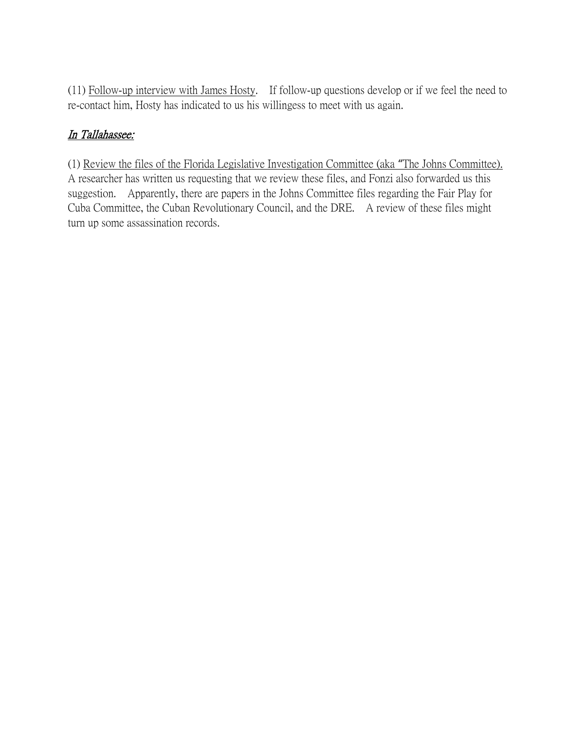(11) <u>Follow-up interview with James Hosty</u>. If follow-up questions develop or if we feel the need to re-contact him, Hosty has indicated to us his willingess to meet with us again.

***<u>In Tallahassee:</u>***

(1) <u>Review the files of the Florida Legislative Investigation Committee (aka "The Johns Committee).</u> A researcher has written us requesting that we review these files, and Fonzi also forwarded us this suggestion. Apparently, there are papers in the Johns Committee files regarding the Fair Play for Cuba Committee, the Cuban Revolutionary Council, and the DRE. A review of these files might turn up some assassination records.